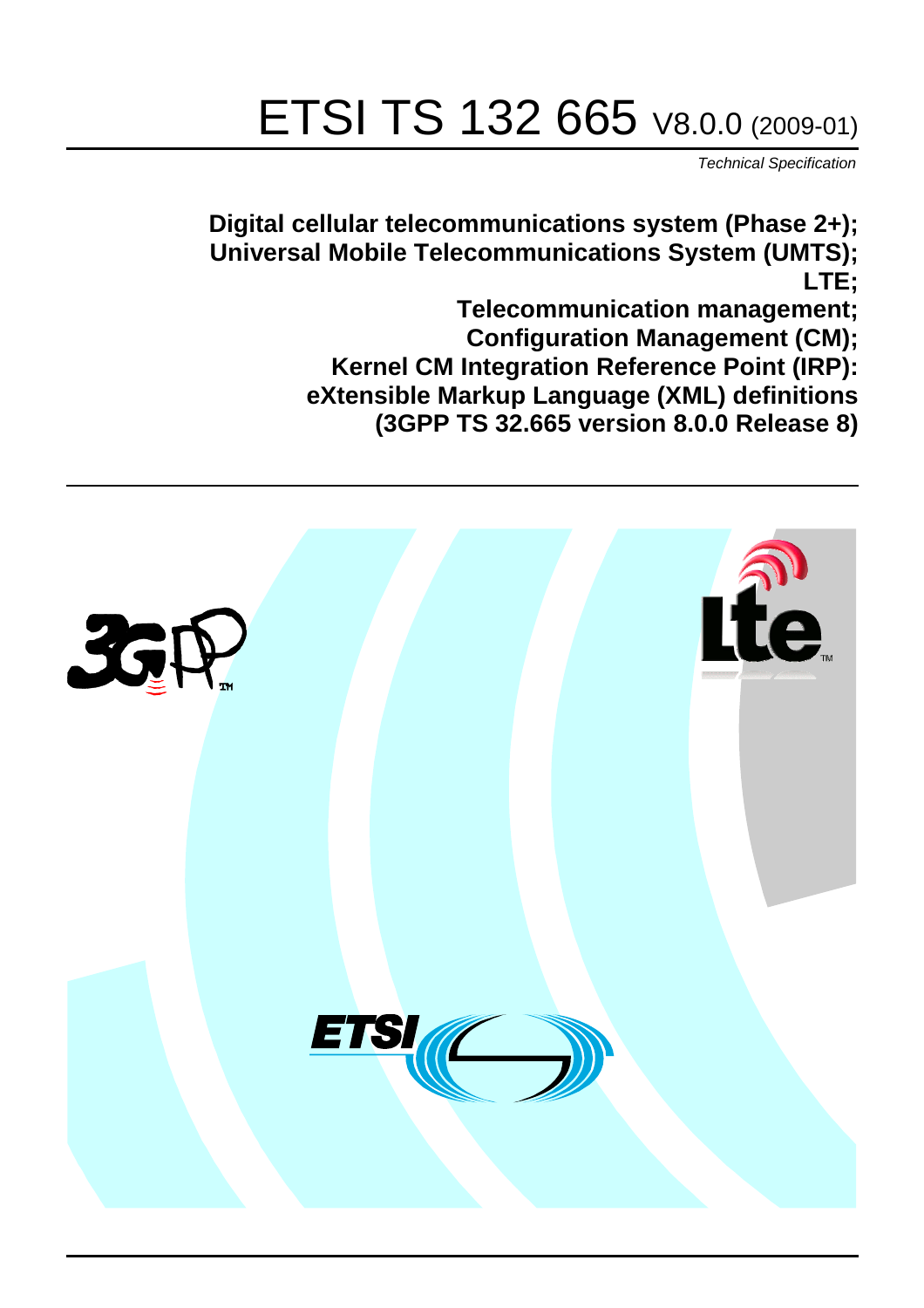# ETSI TS 132 665 V8.0.0 (2009-01)

*Technical Specification*

**Digital cellular telecommunications system (Phase 2+);**
**Universal Mobile Telecommunications System (UMTS);**
**LTE;**
**Telecommunication management;**
**Configuration Management (CM);**
**Kernel CM Integration Reference Point (IRP):**
**eXtensible Markup Language (XML) definitions**
**(3GPP TS 32.665 version 8.0.0 Release 8)**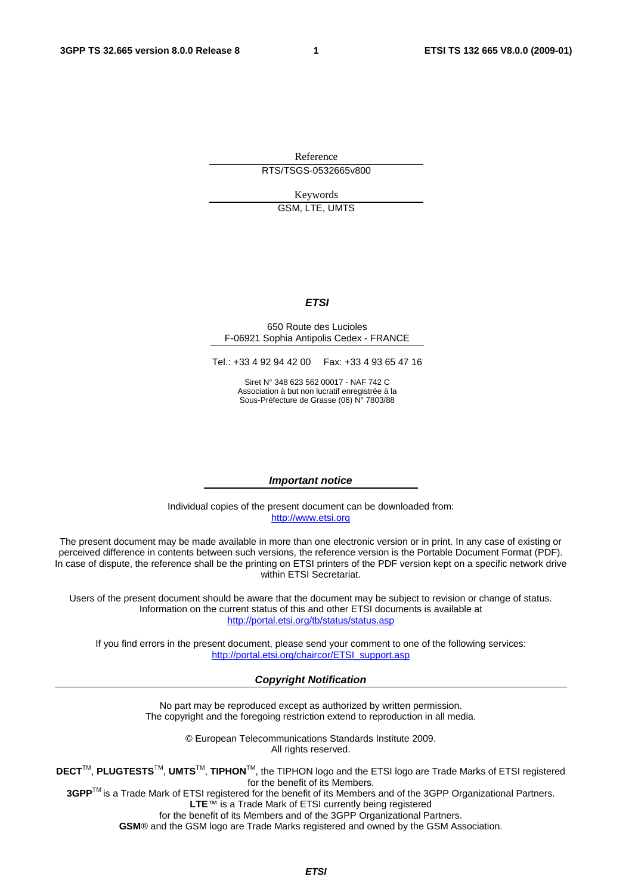Reference

RTS/TSGS-0532665v800

Keywords

GSM, LTE, UMTS

***ETSI***

650 Route des Lucioles
F-06921 Sophia Antipolis Cedex - FRANCE

Tel.: +33 4 92 94 42 00 Fax: +33 4 93 65 47 16

Siret N° 348 623 562 00017 - NAF 742 C
Association à but non lucratif enregistrée à la
Sous-Préfecture de Grasse (06) N° 7803/88

***Important notice***

Individual copies of the present document can be downloaded from:
http://www.etsi.org

The present document may be made available in more than one electronic version or in print. In any case of existing or perceived difference in contents between such versions, the reference version is the Portable Document Format (PDF). In case of dispute, the reference shall be the printing on ETSI printers of the PDF version kept on a specific network drive within ETSI Secretariat.

Users of the present document should be aware that the document may be subject to revision or change of status. Information on the current status of this and other ETSI documents is available at
http://portal.etsi.org/tb/status/status.asp

If you find errors in the present document, please send your comment to one of the following services:
http://portal.etsi.org/chaircor/ETSI_support.asp

***Copyright Notification***

No part may be reproduced except as authorized by written permission.
The copyright and the foregoing restriction extend to reproduction in all media.

© European Telecommunications Standards Institute 2009.
All rights reserved.

**DECT**™, **PLUGTESTS**™, **UMTS**™, **TIPHON**™, the TIPHON logo and the ETSI logo are Trade Marks of ETSI registered for the benefit of its Members.
**3GPP**™ is a Trade Mark of ETSI registered for the benefit of its Members and of the 3GPP Organizational Partners.
**LTE**™ is a Trade Mark of ETSI currently being registered
for the benefit of its Members and of the 3GPP Organizational Partners.
**GSM**® and the GSM logo are Trade Marks registered and owned by the GSM Association.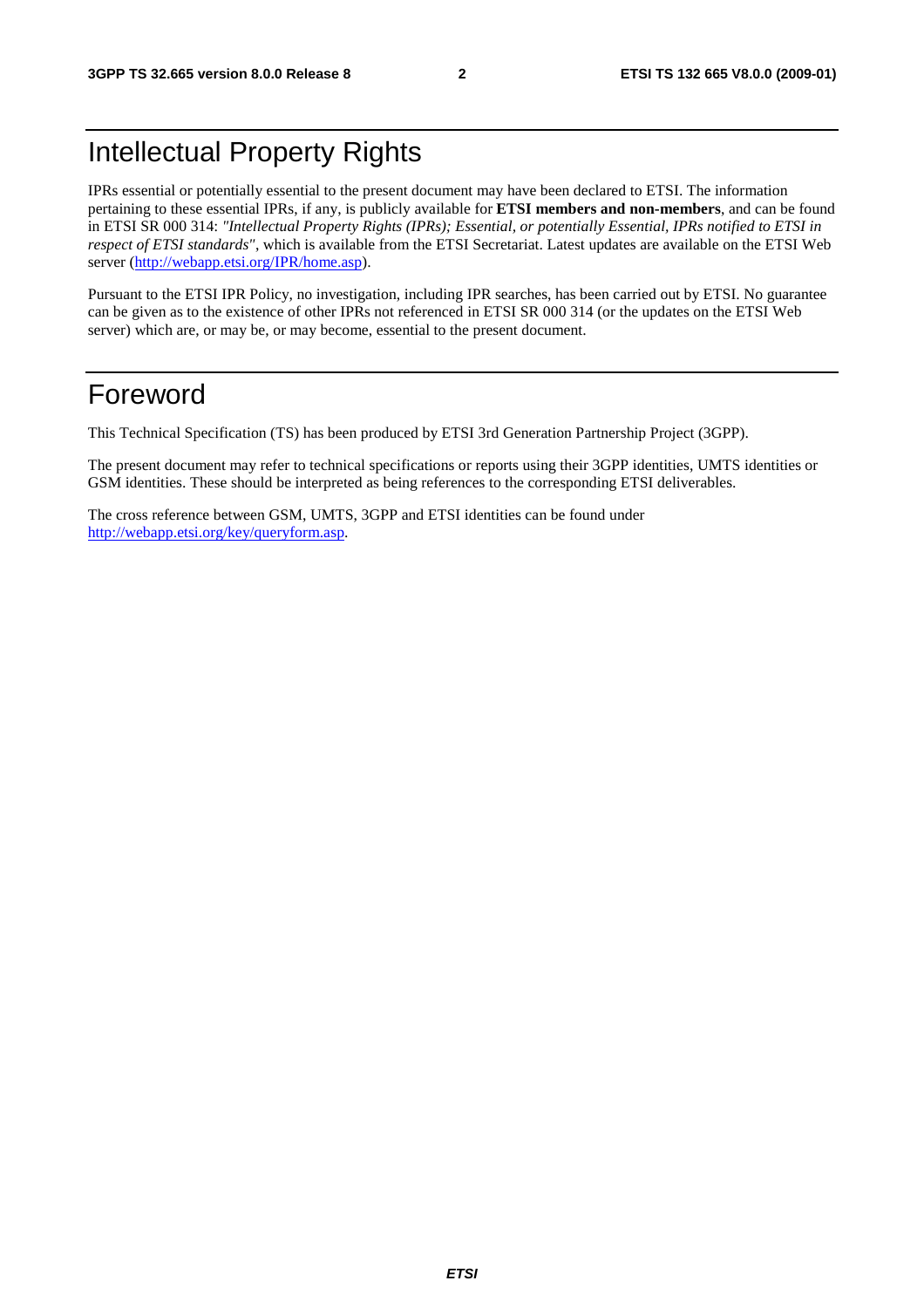# Intellectual Property Rights

IPRs essential or potentially essential to the present document may have been declared to ETSI. The information pertaining to these essential IPRs, if any, is publicly available for **ETSI members and non-members**, and can be found in ETSI SR 000 314: *"Intellectual Property Rights (IPRs); Essential, or potentially Essential, IPRs notified to ETSI in respect of ETSI standards"*, which is available from the ETSI Secretariat. Latest updates are available on the ETSI Web server (http://webapp.etsi.org/IPR/home.asp).

Pursuant to the ETSI IPR Policy, no investigation, including IPR searches, has been carried out by ETSI. No guarantee can be given as to the existence of other IPRs not referenced in ETSI SR 000 314 (or the updates on the ETSI Web server) which are, or may be, or may become, essential to the present document.

# Foreword

This Technical Specification (TS) has been produced by ETSI 3rd Generation Partnership Project (3GPP).

The present document may refer to technical specifications or reports using their 3GPP identities, UMTS identities or GSM identities. These should be interpreted as being references to the corresponding ETSI deliverables.

The cross reference between GSM, UMTS, 3GPP and ETSI identities can be found under http://webapp.etsi.org/key/queryform.asp.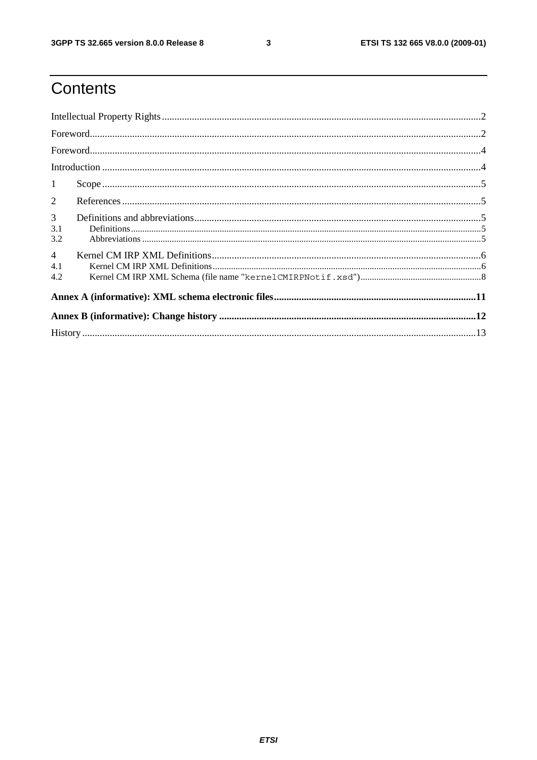# Contents

Intellectual Property Rights................................................................................................................................2

Foreword.............................................................................................................................................................2

Foreword.............................................................................................................................................................4

Introduction ........................................................................................................................................................4

1 Scope ........................................................................................................................................................5

2 References ................................................................................................................................................5

3 Definitions and abbreviations...................................................................................................................5

3.1 Definitions.........................................................................................................................................................5

3.2 Abbreviations ....................................................................................................................................................5

4 Kernel CM IRP XML Definitions............................................................................................................6

4.1 Kernel CM IRP XML Definitions......................................................................................................................6

4.2 Kernel CM IRP XML Schema (file name "kernelCMIRPNotif.xsd")..................................................................8

**Annex A (informative): XML schema electronic files..................................................................................11**

**Annex B (informative): Change history ........................................................................................................12**

History ..............................................................................................................................................................13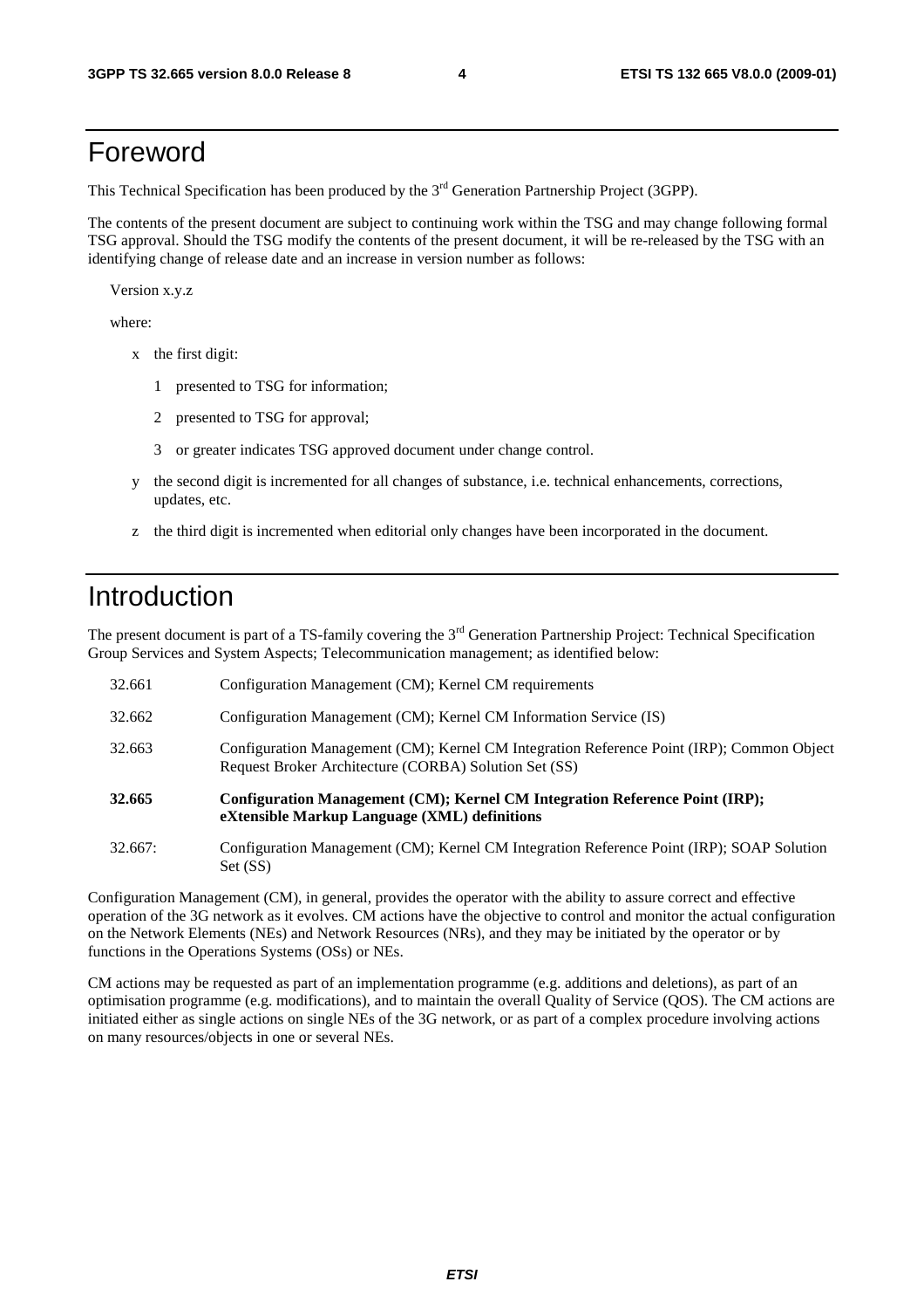# Foreword

This Technical Specification has been produced by the 3rd Generation Partnership Project (3GPP).

The contents of the present document are subject to continuing work within the TSG and may change following formal TSG approval. Should the TSG modify the contents of the present document, it will be re-released by the TSG with an identifying change of release date and an increase in version number as follows:

Version x.y.z

where:

- x the first digit:
  - 1 presented to TSG for information;
  - 2 presented to TSG for approval;
  - 3 or greater indicates TSG approved document under change control.
- y the second digit is incremented for all changes of substance, i.e. technical enhancements, corrections, updates, etc.
- z the third digit is incremented when editorial only changes have been incorporated in the document.

# Introduction

The present document is part of a TS-family covering the 3rd Generation Partnership Project: Technical Specification Group Services and System Aspects; Telecommunication management; as identified below:

| | |
|---|---|
| 32.661 | Configuration Management (CM); Kernel CM requirements |
| 32.662 | Configuration Management (CM); Kernel CM Information Service (IS) |
| 32.663 | Configuration Management (CM); Kernel CM Integration Reference Point (IRP); Common Object Request Broker Architecture (CORBA) Solution Set (SS) |
| **32.665** | **Configuration Management (CM); Kernel CM Integration Reference Point (IRP); eXtensible Markup Language (XML) definitions** |
| 32.667: | Configuration Management (CM); Kernel CM Integration Reference Point (IRP); SOAP Solution Set (SS) |

Configuration Management (CM), in general, provides the operator with the ability to assure correct and effective operation of the 3G network as it evolves. CM actions have the objective to control and monitor the actual configuration on the Network Elements (NEs) and Network Resources (NRs), and they may be initiated by the operator or by functions in the Operations Systems (OSs) or NEs.

CM actions may be requested as part of an implementation programme (e.g. additions and deletions), as part of an optimisation programme (e.g. modifications), and to maintain the overall Quality of Service (QOS). The CM actions are initiated either as single actions on single NEs of the 3G network, or as part of a complex procedure involving actions on many resources/objects in one or several NEs.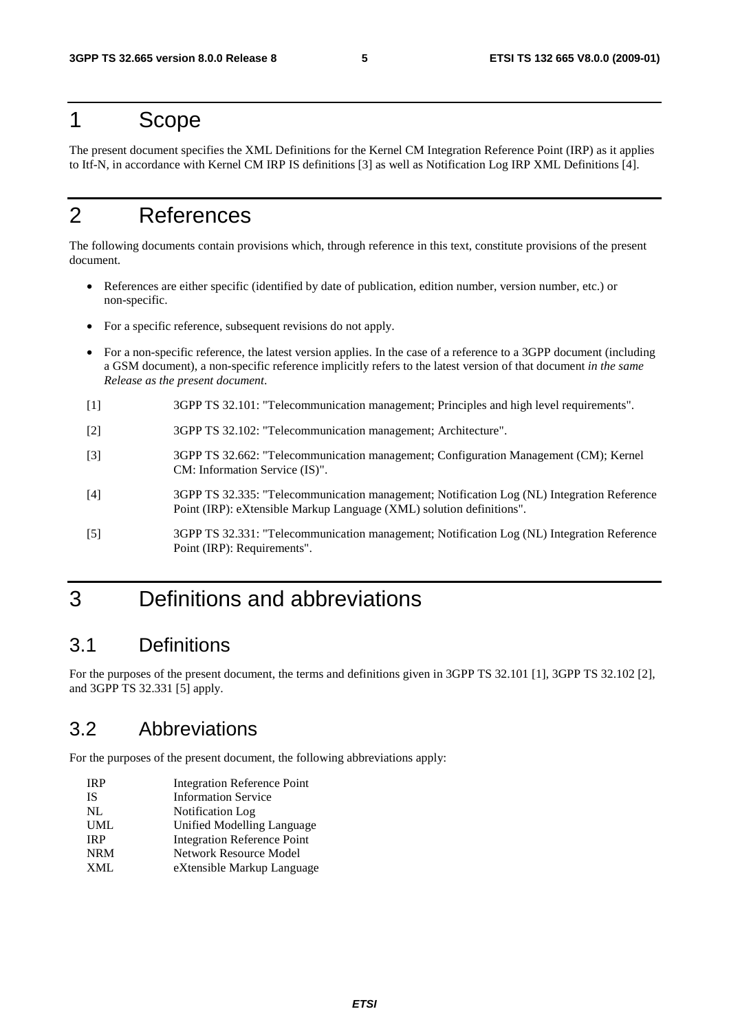# 1 Scope

The present document specifies the XML Definitions for the Kernel CM Integration Reference Point (IRP) as it applies to Itf-N, in accordance with Kernel CM IRP IS definitions [3] as well as Notification Log IRP XML Definitions [4].

# 2 References

The following documents contain provisions which, through reference in this text, constitute provisions of the present document.

- References are either specific (identified by date of publication, edition number, version number, etc.) or non-specific.
- For a specific reference, subsequent revisions do not apply.
- For a non-specific reference, the latest version applies. In the case of a reference to a 3GPP document (including a GSM document), a non-specific reference implicitly refers to the latest version of that document *in the same Release as the present document*.

[1] 3GPP TS 32.101: "Telecommunication management; Principles and high level requirements".

[2] 3GPP TS 32.102: "Telecommunication management; Architecture".

[3] 3GPP TS 32.662: "Telecommunication management; Configuration Management (CM); Kernel CM: Information Service (IS)".

[4] 3GPP TS 32.335: "Telecommunication management; Notification Log (NL) Integration Reference Point (IRP): eXtensible Markup Language (XML) solution definitions".

[5] 3GPP TS 32.331: "Telecommunication management; Notification Log (NL) Integration Reference Point (IRP): Requirements".

# 3 Definitions and abbreviations

## 3.1 Definitions

For the purposes of the present document, the terms and definitions given in 3GPP TS 32.101 [1], 3GPP TS 32.102 [2], and 3GPP TS 32.331 [5] apply.

## 3.2 Abbreviations

For the purposes of the present document, the following abbreviations apply:

| | |
|---|---|
| IRP | Integration Reference Point |
| IS | Information Service |
| NL | Notification Log |
| UML | Unified Modelling Language |
| IRP | Integration Reference Point |
| NRM | Network Resource Model |
| XML | eXtensible Markup Language |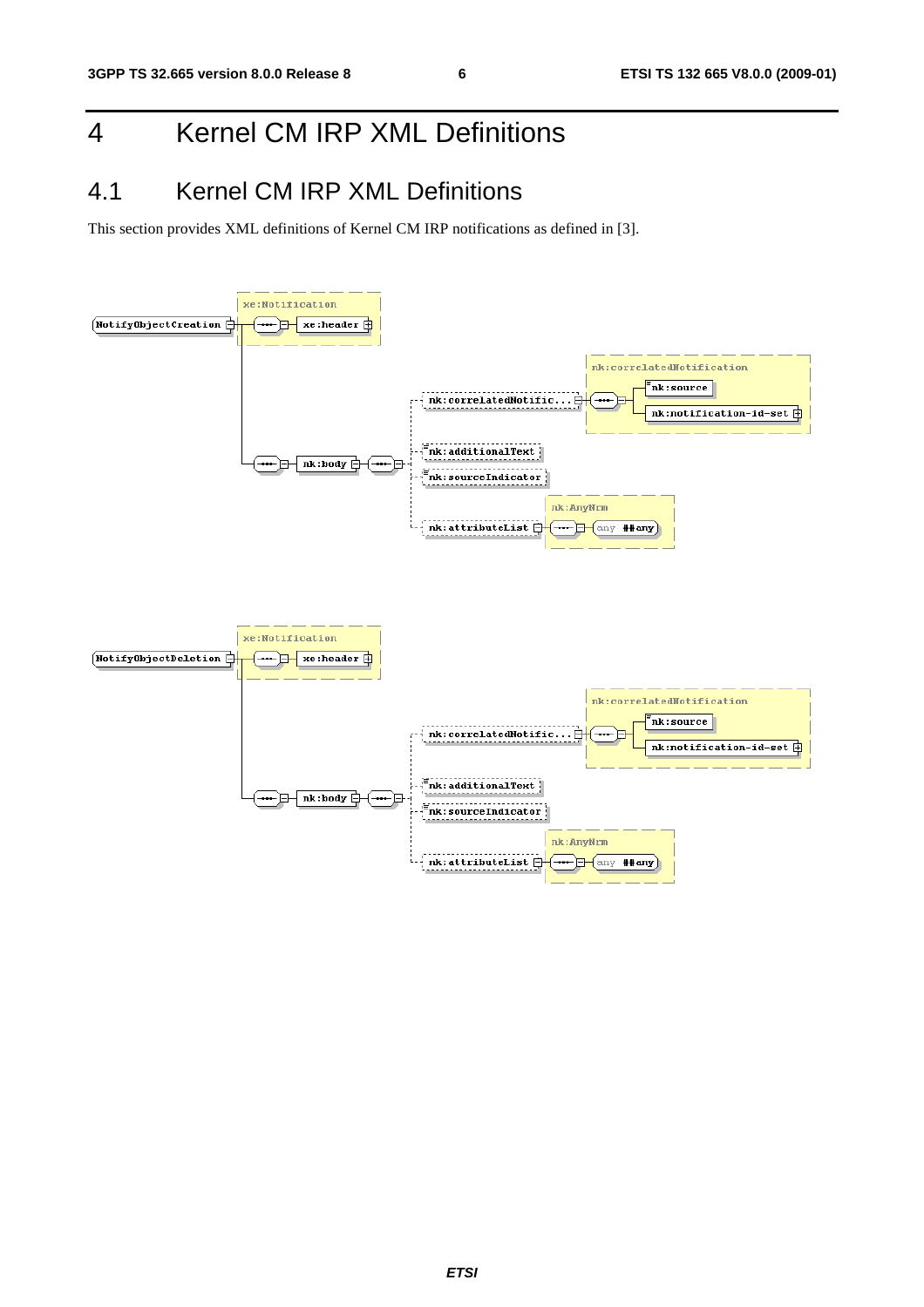# 4 Kernel CM IRP XML Definitions

## 4.1 Kernel CM IRP XML Definitions

This section provides XML definitions of Kernel CM IRP notifications as defined in [3].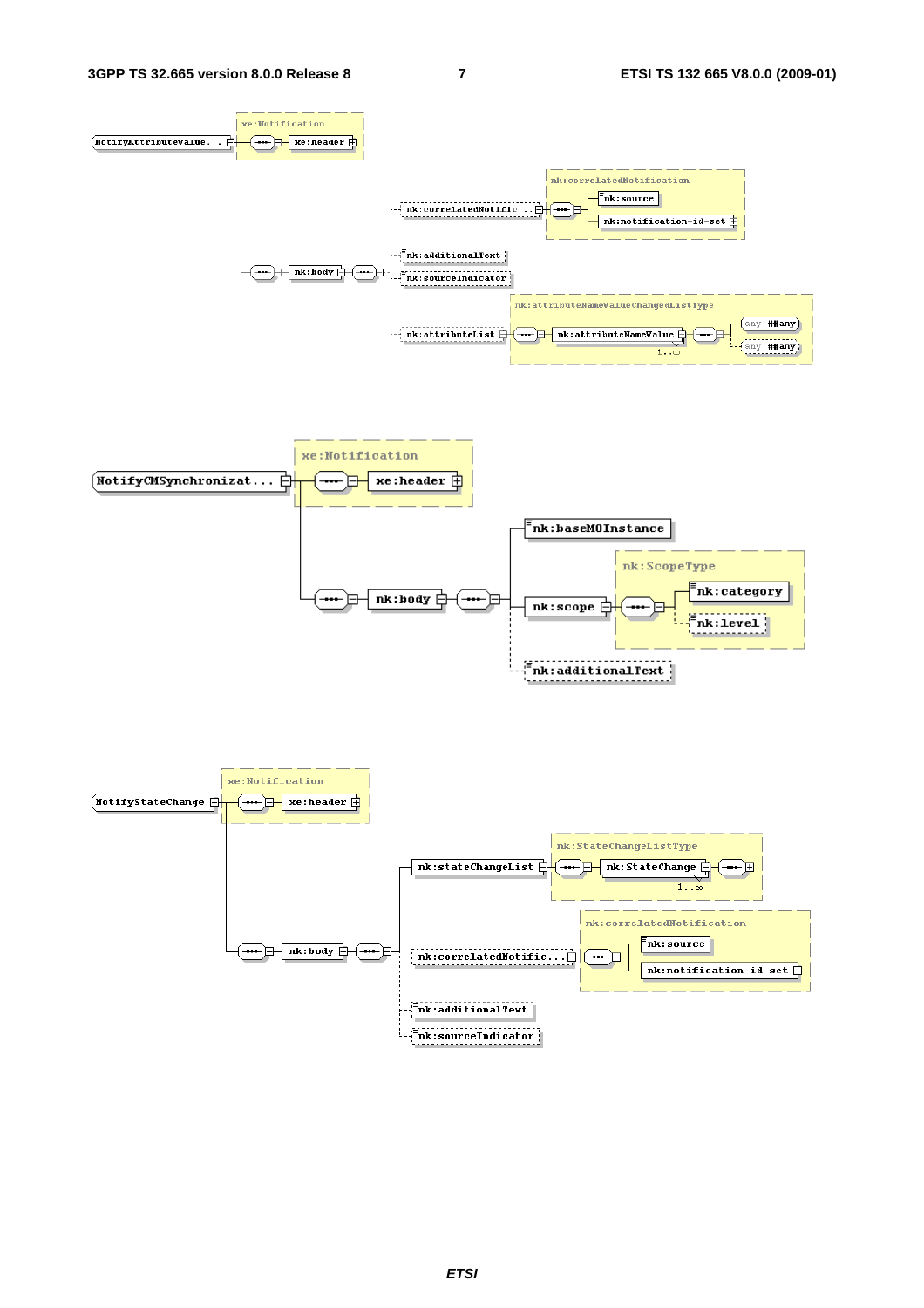NotifyAttributeValue...

xe:Notification

xe:header

nk:body

nk:correlatedNotific...

nk:correlatedNotification

nk:source

nk:notification-id-set

nk:additionalText

nk:sourceIndicator

nk:attributeList

nk:attributeNameValueChangedListType

nk:attributeNameValue

1..∞

any ##any

any ##any

NotifyCMSynchronizat...

xe:Notification

xe:header

nk:body

nk:baseMOInstance

nk:scope

nk:ScopeType

nk:category

nk:level

nk:additionalText

NotifyStateChange

xe:Notification

xe:header

nk:body

nk:stateChangeList

nk:StateChangeListType

nk:StateChange

1..∞

nk:correlatedNotific...

nk:correlatedNotification

nk:source

nk:notification-id-set

nk:additionalText

nk:sourceIndicator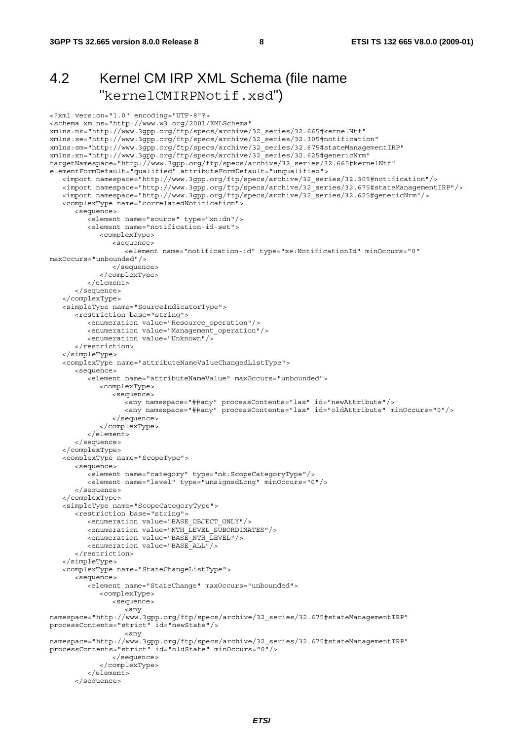## 4.2 Kernel CM IRP XML Schema (file name "kernelCMIRPNotif.xsd")

```
<?xml version="1.0" encoding="UTF-8"?>
<schema xmlns="http://www.w3.org/2001/XMLSchema"
xmlns:nk="http://www.3gpp.org/ftp/specs/archive/32_series/32.665#kernelNtf"
xmlns:xe="http://www.3gpp.org/ftp/specs/archive/32_series/32.305#notification"
xmlns:sm="http://www.3gpp.org/ftp/specs/archive/32_series/32.675#stateManagementIRP"
xmlns:xn="http://www.3gpp.org/ftp/specs/archive/32_series/32.625#genericNrm"
targetNamespace="http://www.3gpp.org/ftp/specs/archive/32_series/32.665#kernelNtf"
elementFormDefault="qualified" attributeFormDefault="unqualified">
   <import namespace="http://www.3gpp.org/ftp/specs/archive/32_series/32.305#notification"/>
   <import namespace="http://www.3gpp.org/ftp/specs/archive/32_series/32.675#stateManagementIRP"/>
   <import namespace="http://www.3gpp.org/ftp/specs/archive/32_series/32.625#genericNrm"/>
   <complexType name="correlatedNotification">
      <sequence>
         <element name="source" type="xn:dn"/>
         <element name="notification-id-set">
            <complexType>
               <sequence>
                  <element name="notification-id" type="xe:NotificationId" minOccurs="0"
maxOccurs="unbounded"/>
               </sequence>
            </complexType>
         </element>
      </sequence>
   </complexType>
   <simpleType name="SourceIndicatorType">
      <restriction base="string">
         <enumeration value="Resource_operation"/>
         <enumeration value="Management_operation"/>
         <enumeration value="Unknown"/>
      </restriction>
   </simpleType>
   <complexType name="attributeNameValueChangedListType">
      <sequence>
         <element name="attributeNameValue" maxOccurs="unbounded">
            <complexType>
               <sequence>
                  <any namespace="##any" processContents="lax" id="newAttribute"/>
                  <any namespace="##any" processContents="lax" id="oldAttribute" minOccurs="0"/>
               </sequence>
            </complexType>
         </element>
      </sequence>
   </complexType>
   <complexType name="ScopeType">
      <sequence>
         <element name="category" type="nk:ScopeCategoryType"/>
         <element name="level" type="unsignedLong" minOccurs="0"/>
      </sequence>
   </complexType>
   <simpleType name="ScopeCategoryType">
      <restriction base="string">
         <enumeration value="BASE_OBJECT_ONLY"/>
         <enumeration value="NTH_LEVEL_SUBORDINATES"/>
         <enumeration value="BASE_NTH_LEVEL"/>
         <enumeration value="BASE_ALL"/>
      </restriction>
   </simpleType>
   <complexType name="StateChangeListType">
      <sequence>
         <element name="StateChange" maxOccurs="unbounded">
            <complexType>
               <sequence>
                  <any
namespace="http://www.3gpp.org/ftp/specs/archive/32_series/32.675#stateManagementIRP"
processContents="strict" id="newState"/>
                  <any
namespace="http://www.3gpp.org/ftp/specs/archive/32_series/32.675#stateManagementIRP"
processContents="strict" id="oldState" minOccurs="0"/>
               </sequence>
            </complexType>
         </element>
      </sequence>
```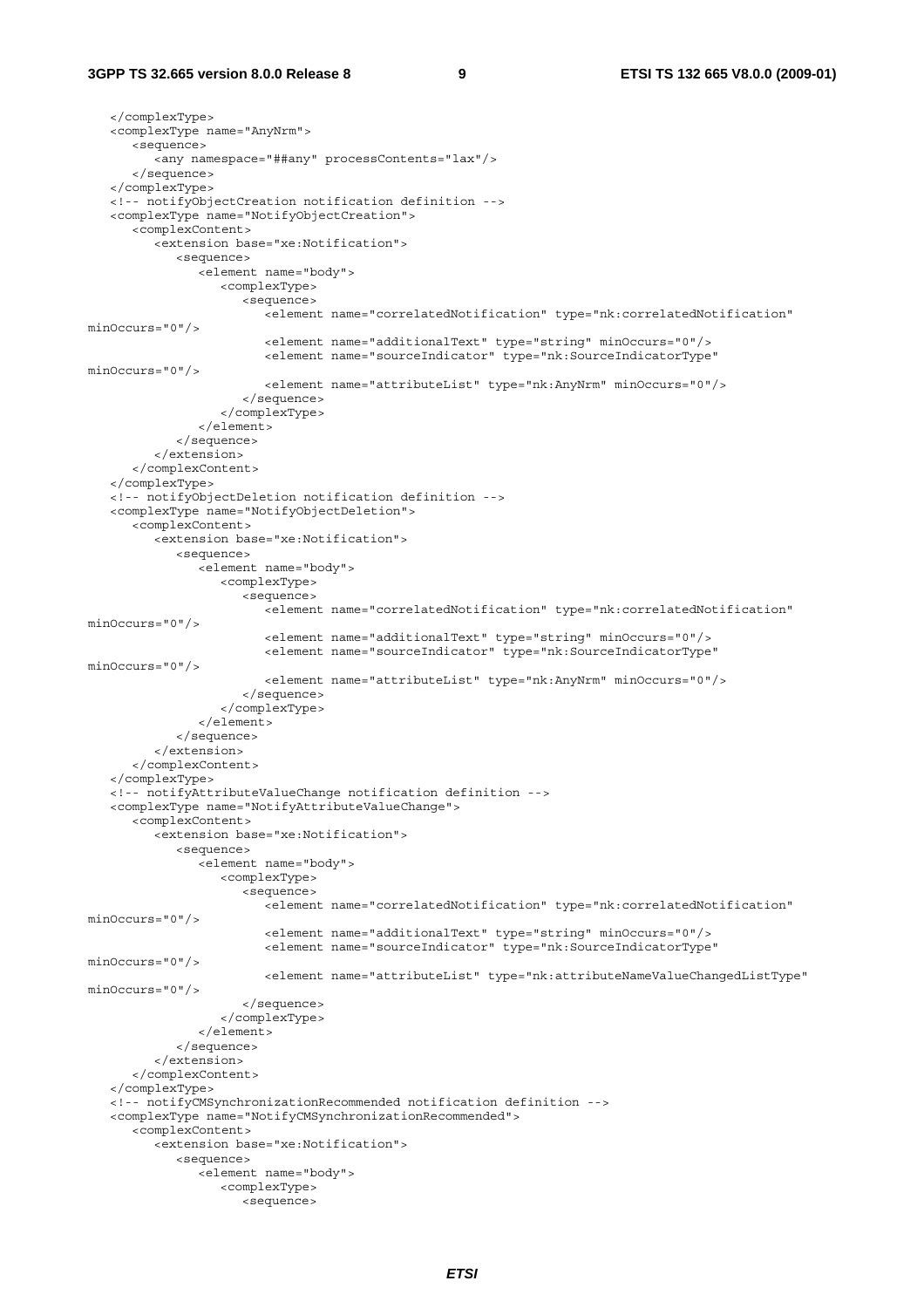```
   </complexType>
   <complexType name="AnyNrm">
      <sequence>
         <any namespace="##any" processContents="lax"/>
      </sequence>
   </complexType>
   <!-- notifyObjectCreation notification definition -->
   <complexType name="NotifyObjectCreation">
      <complexContent>
         <extension base="xe:Notification">
            <sequence>
               <element name="body">
                  <complexType>
                     <sequence>
                        <element name="correlatedNotification" type="nk:correlatedNotification"
minOccurs="0"/>
                        <element name="additionalText" type="string" minOccurs="0"/>
                        <element name="sourceIndicator" type="nk:SourceIndicatorType"
minOccurs="0"/>
                        <element name="attributeList" type="nk:AnyNrm" minOccurs="0"/>
                     </sequence>
                  </complexType>
               </element>
            </sequence>
         </extension>
      </complexContent>
   </complexType>
   <!-- notifyObjectDeletion notification definition -->
   <complexType name="NotifyObjectDeletion">
      <complexContent>
         <extension base="xe:Notification">
            <sequence>
               <element name="body">
                  <complexType>
                     <sequence>
                        <element name="correlatedNotification" type="nk:correlatedNotification"
minOccurs="0"/>
                        <element name="additionalText" type="string" minOccurs="0"/>
                        <element name="sourceIndicator" type="nk:SourceIndicatorType"
minOccurs="0"/>
                        <element name="attributeList" type="nk:AnyNrm" minOccurs="0"/>
                     </sequence>
                  </complexType>
               </element>
            </sequence>
         </extension>
      </complexContent>
   </complexType>
   <!-- notifyAttributeValueChange notification definition -->
   <complexType name="NotifyAttributeValueChange">
      <complexContent>
         <extension base="xe:Notification">
            <sequence>
               <element name="body">
                  <complexType>
                     <sequence>
                        <element name="correlatedNotification" type="nk:correlatedNotification"
minOccurs="0"/>
                        <element name="additionalText" type="string" minOccurs="0"/>
                        <element name="sourceIndicator" type="nk:SourceIndicatorType"
minOccurs="0"/>
                        <element name="attributeList" type="nk:attributeNameValueChangedListType"
minOccurs="0"/>
                     </sequence>
                  </complexType>
               </element>
            </sequence>
         </extension>
      </complexContent>
   </complexType>
   <!-- notifyCMSynchronizationRecommended notification definition -->
   <complexType name="NotifyCMSynchronizationRecommended">
      <complexContent>
         <extension base="xe:Notification">
            <sequence>
               <element name="body">
                  <complexType>
                     <sequence>
```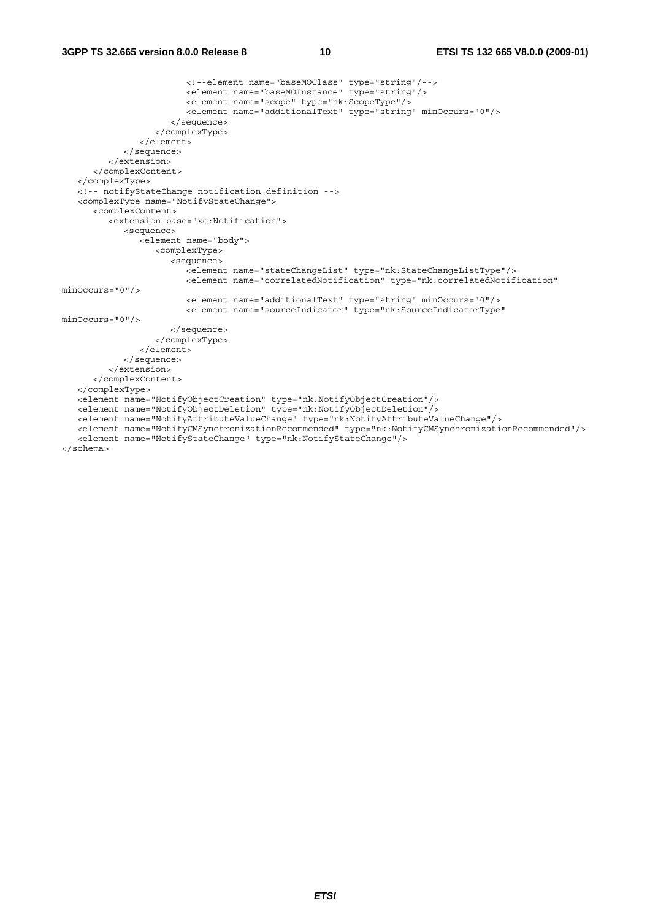```
                        <!--element name="baseMOClass" type="string"/-->
                        <element name="baseMOInstance" type="string"/>
                        <element name="scope" type="nk:ScopeType"/>
                        <element name="additionalText" type="string" minOccurs="0"/>
                     </sequence>
                  </complexType>
               </element>
            </sequence>
         </extension>
      </complexContent>
   </complexType>
   <!-- notifyStateChange notification definition -->
   <complexType name="NotifyStateChange">
      <complexContent>
         <extension base="xe:Notification">
            <sequence>
               <element name="body">
                  <complexType>
                     <sequence>
                        <element name="stateChangeList" type="nk:StateChangeListType"/>
                        <element name="correlatedNotification" type="nk:correlatedNotification"
minOccurs="0"/>
                        <element name="additionalText" type="string" minOccurs="0"/>
                        <element name="sourceIndicator" type="nk:SourceIndicatorType"
minOccurs="0"/>
                     </sequence>
                  </complexType>
               </element>
            </sequence>
         </extension>
      </complexContent>
   </complexType>
   <element name="NotifyObjectCreation" type="nk:NotifyObjectCreation"/>
   <element name="NotifyObjectDeletion" type="nk:NotifyObjectDeletion"/>
   <element name="NotifyAttributeValueChange" type="nk:NotifyAttributeValueChange"/>
   <element name="NotifyCMSynchronizationRecommended" type="nk:NotifyCMSynchronizationRecommended"/>
   <element name="NotifyStateChange" type="nk:NotifyStateChange"/>
</schema>
```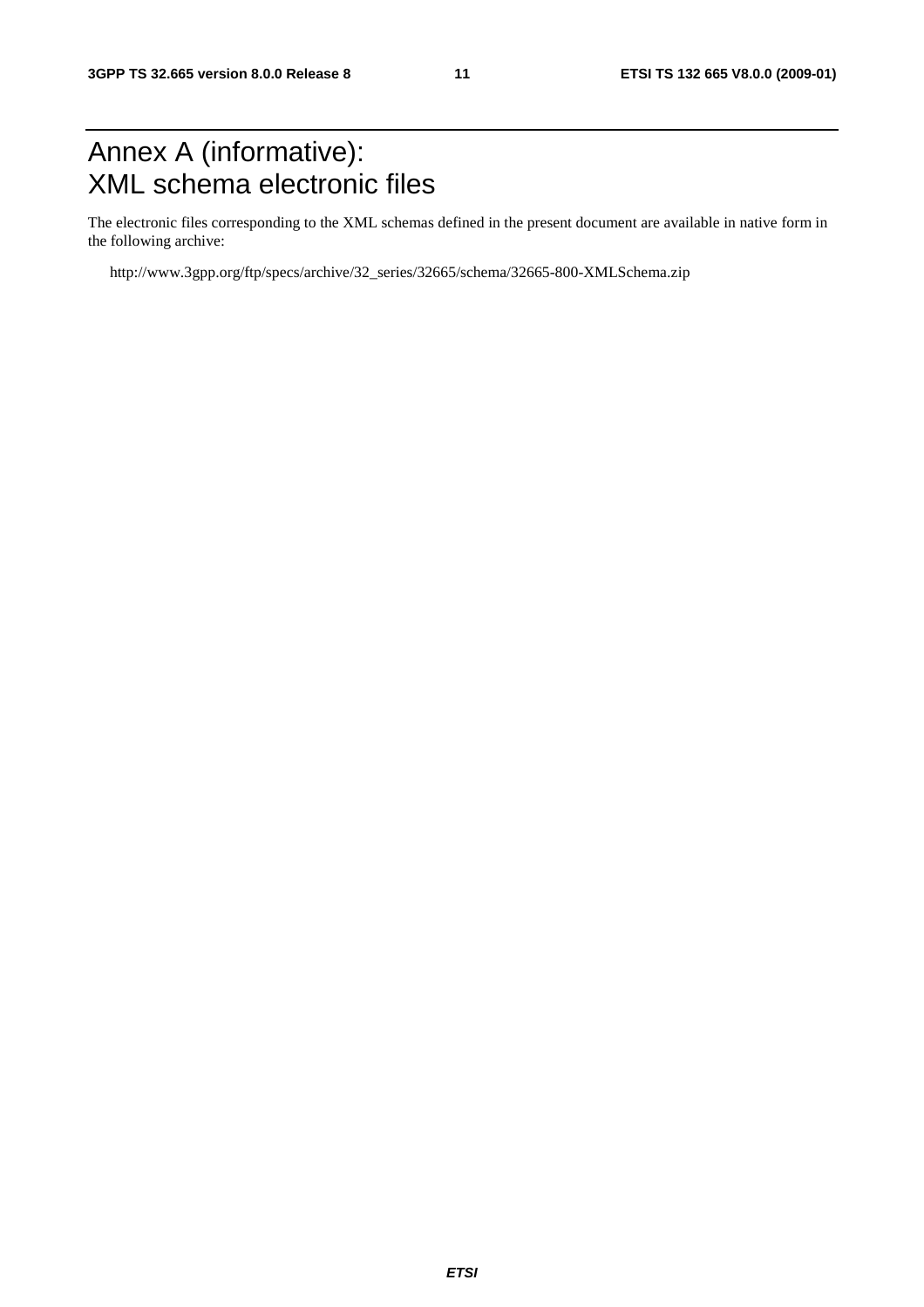# Annex A (informative): XML schema electronic files

The electronic files corresponding to the XML schemas defined in the present document are available in native form in the following archive:

http://www.3gpp.org/ftp/specs/archive/32_series/32665/schema/32665-800-XMLSchema.zip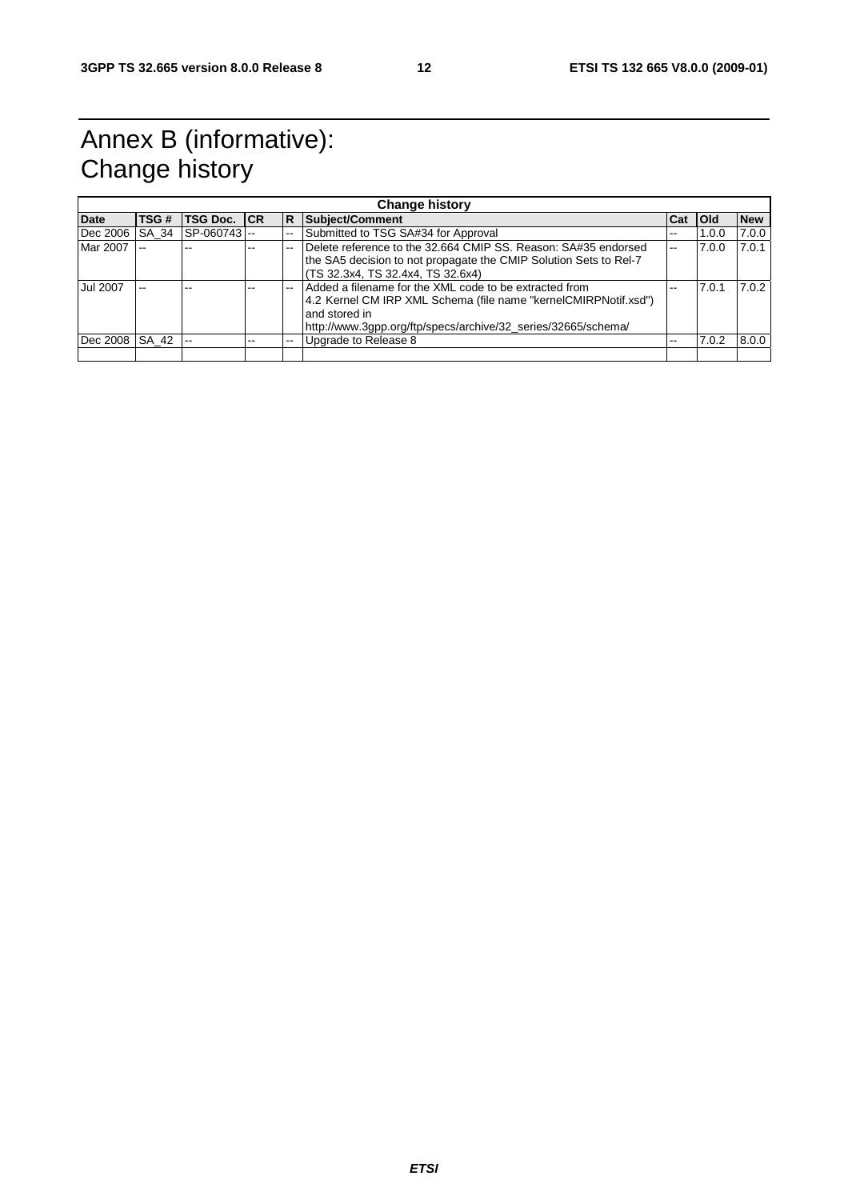# Annex B (informative): Change history

| Change history | | | | | | | | |
|---|---|---|---|---|---|---|---|---|
| **Date** | **TSG #** | **TSG Doc.** | **CR** | **R** | **Subject/Comment** | **Cat** | **Old** | **New** |
| Dec 2006 | SA_34 | SP-060743 | -- | -- | Submitted to TSG SA#34 for Approval | -- | 1.0.0 | 7.0.0 |
| Mar 2007 | -- | -- | -- | -- | Delete reference to the 32.664 CMIP SS. Reason: SA#35 endorsed the SA5 decision to not propagate the CMIP Solution Sets to Rel-7 (TS 32.3x4, TS 32.4x4, TS 32.6x4) | -- | 7.0.0 | 7.0.1 |
| Jul 2007 | -- | -- | -- | -- | Added a filename for the XML code to be extracted from 4.2 Kernel CM IRP XML Schema (file name "kernelCMIRPNotif.xsd") and stored in http://www.3gpp.org/ftp/specs/archive/32_series/32665/schema/ | -- | 7.0.1 | 7.0.2 |
| Dec 2008 | SA_42 | -- | -- | -- | Upgrade to Release 8 | -- | 7.0.2 | 8.0.0 |
| | | | | | | | | |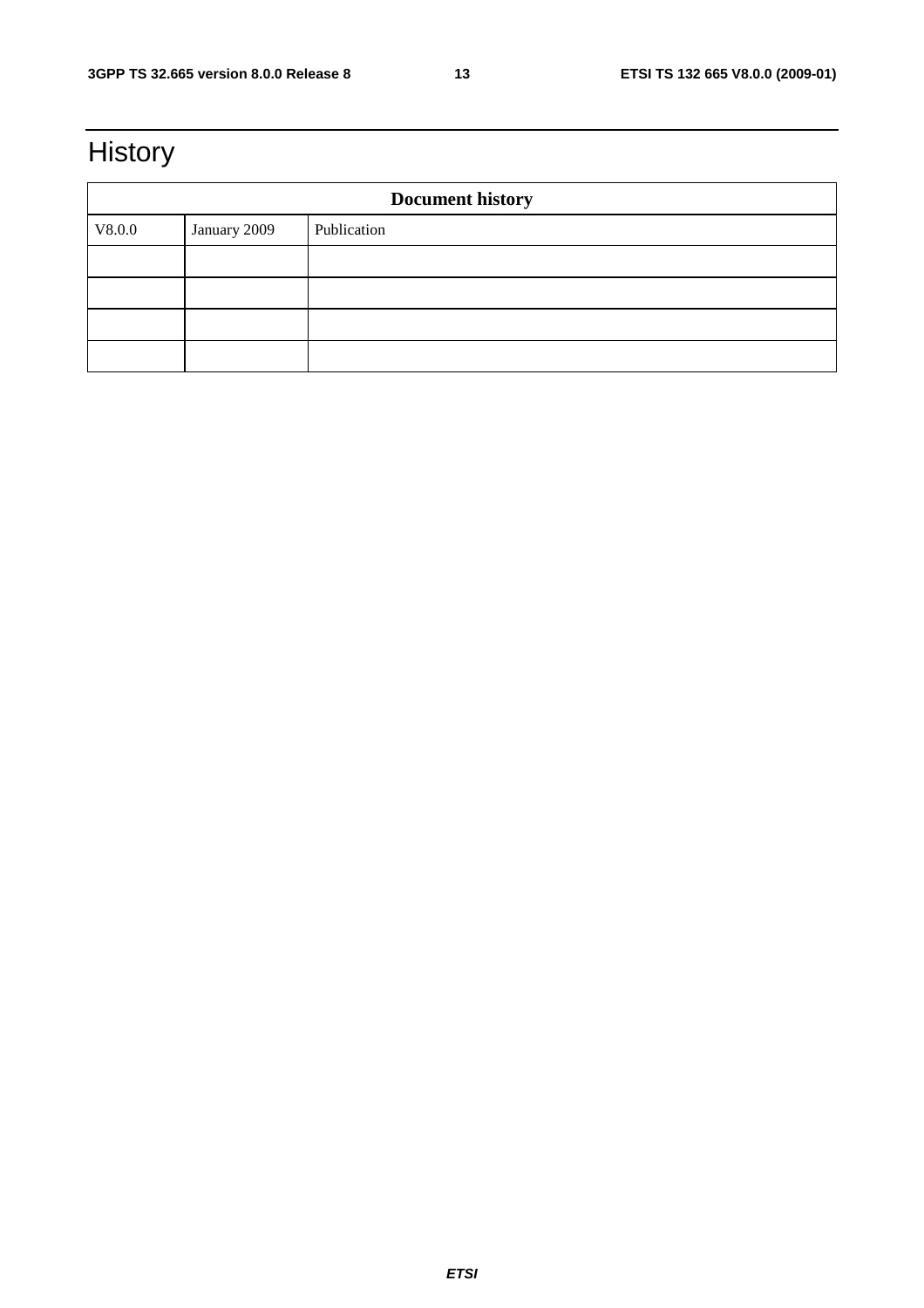# History

| Document history | | |
|---|---|---|
| V8.0.0 | January 2009 | Publication |
| | | |
| | | |
| | | |
| | | |